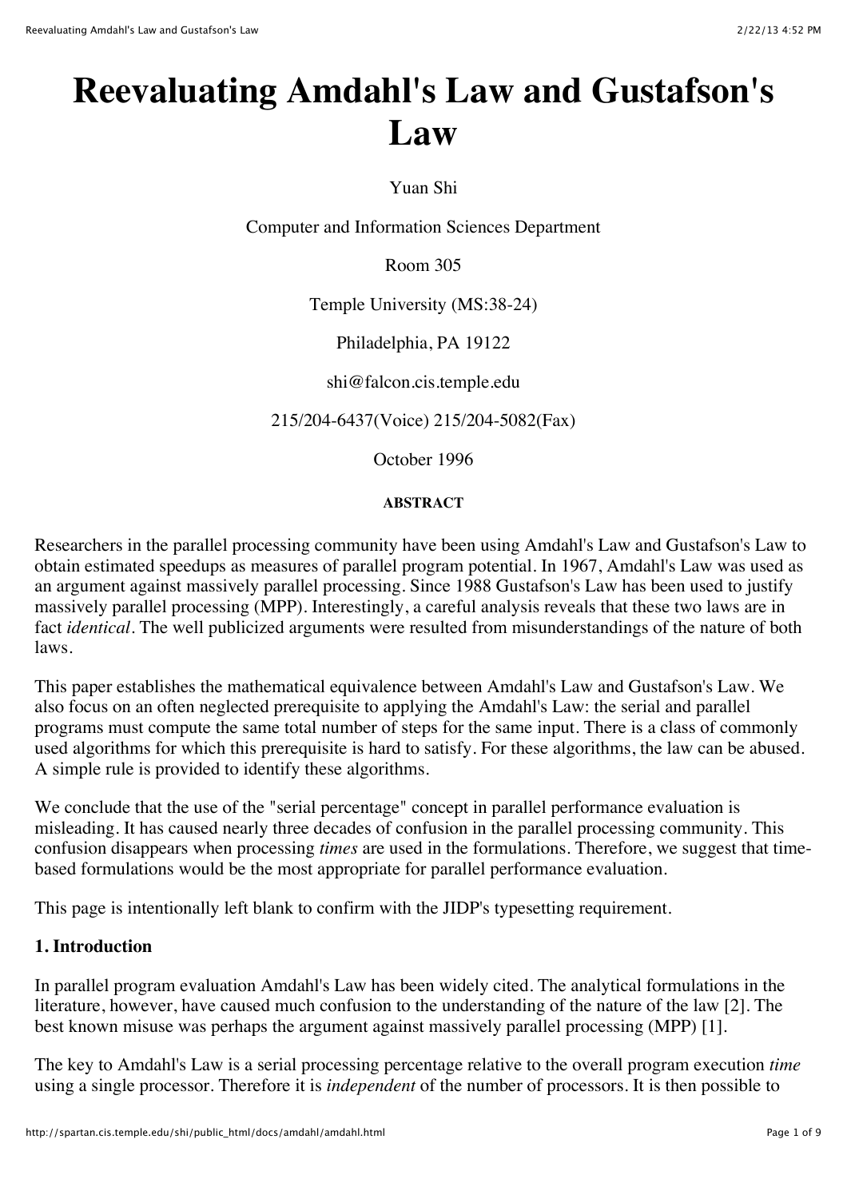# Reevaluating Amdahl's Law and Gustafson's Law

Yuan Shi

Computer and Information Sciences Department

Room 305

Temple University (MS:38-24)

Philadelphia, PA 19122

shi@falcon.cis.temple.edu

215/204-6437(Voice) 215/204-5082(Fax)

October 1996

#### ABSTRACT

Researchers in the parallel processing community have been using Amdahl's Law and Gustafson's Law to obtain estimated speedups as measures of parallel program potential. In 1967, Amdahl's Law was used as an argument against massively parallel processing. Since 1988 Gustafson's Law has been used to justify massively parallel processing (MPP). Interestingly, a careful analysis reveals that these two laws are in fact *identical*. The well publicized arguments were resulted from misunderstandings of the nature of both laws.

This paper establishes the mathematical equivalence between Amdahl's Law and Gustafson's Law. We also focus on an often neglected prerequisite to applying the Amdahl's Law: the serial and parallel programs must compute the same total number of steps for the same input. There is a class of commonly used algorithms for which this prerequisite is hard to satisfy. For these algorithms, the law can be abused. A simple rule is provided to identify these algorithms.

We conclude that the use of the "serial percentage" concept in parallel performance evaluation is misleading. It has caused nearly three decades of confusion in the parallel processing community. This confusion disappears when processing *times* are used in the formulations. Therefore, we suggest that time-based formulations would be the most appropriate for parallel performance evaluation.

This page is intentionally left blank to confirm with the JIDP's typesetting requirement.

### 1. Introduction

In parallel program evaluation Amdahl's Law has been widely cited. The analytical formulations in the literature, however, have caused much confusion to the understanding of the nature of the law [2]. The best known misuse was perhaps the argument against massively parallel processing (MPP) [1].

The key to Amdahl's Law is a serial processing percentage relative to the overall program execution *time* using a single processor. Therefore it is *independent* of the number of processors. It is then possible to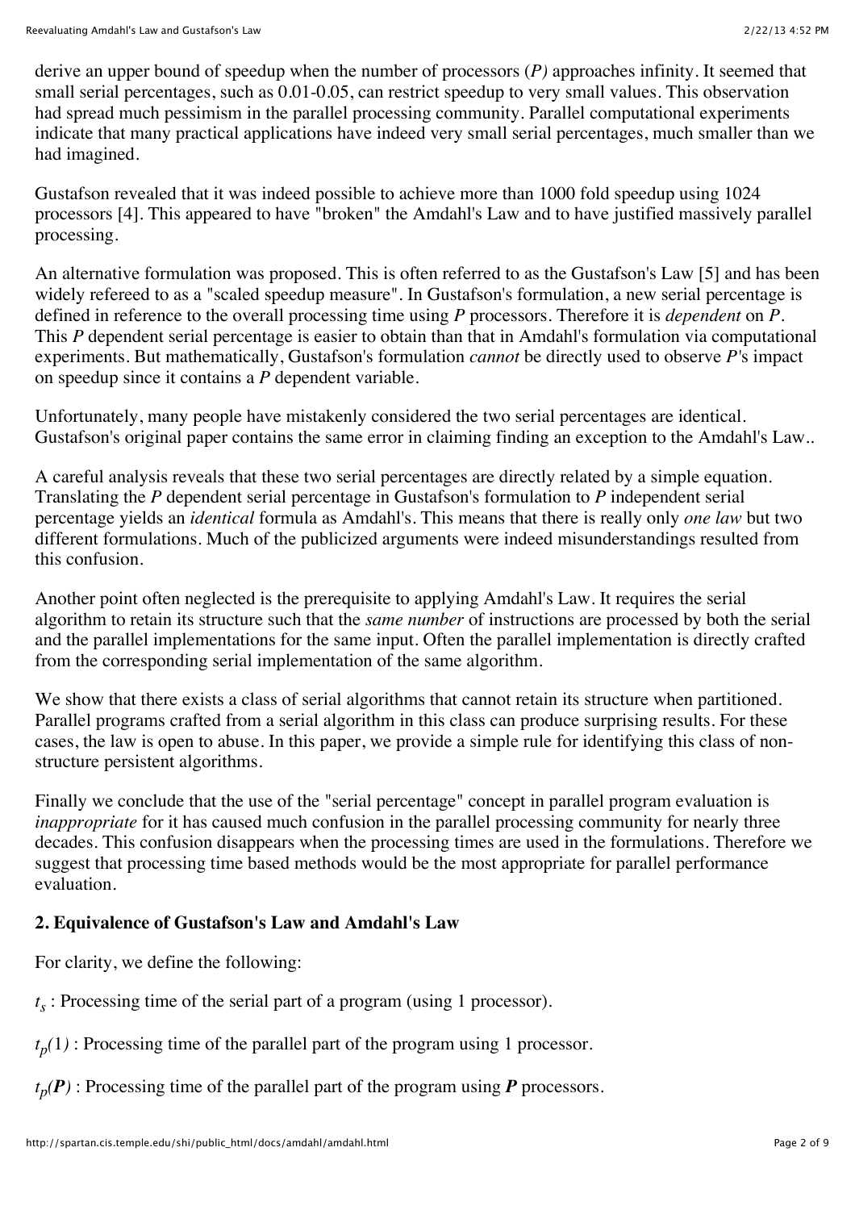derive an upper bound of speedup when the number of processors ($P$) approaches infinity. It seemed that small serial percentages, such as 0.01-0.05, can restrict speedup to very small values. This observation had spread much pessimism in the parallel processing community. Parallel computational experiments indicate that many practical applications have indeed very small serial percentages, much smaller than we had imagined.

Gustafson revealed that it was indeed possible to achieve more than 1000 fold speedup using 1024 processors [4]. This appeared to have "broken" the Amdahl's Law and to have justified massively parallel processing.

An alternative formulation was proposed. This is often referred to as the Gustafson's Law [5] and has been widely refereed to as a "scaled speedup measure". In Gustafson's formulation, a new serial percentage is defined in reference to the overall processing time using $P$ processors. Therefore it is *dependent* on $P$. This $P$ dependent serial percentage is easier to obtain than that in Amdahl's formulation via computational experiments. But mathematically, Gustafson's formulation *cannot* be directly used to observe $P$'s impact on speedup since it contains a $P$ dependent variable.

Unfortunately, many people have mistakenly considered the two serial percentages are identical. Gustafson's original paper contains the same error in claiming finding an exception to the Amdahl's Law..

A careful analysis reveals that these two serial percentages are directly related by a simple equation. Translating the $P$ dependent serial percentage in Gustafson's formulation to $P$ independent serial percentage yields an *identical* formula as Amdahl's. This means that there is really only *one law* but two different formulations. Much of the publicized arguments were indeed misunderstandings resulted from this confusion.

Another point often neglected is the prerequisite to applying Amdahl's Law. It requires the serial algorithm to retain its structure such that the *same number* of instructions are processed by both the serial and the parallel implementations for the same input. Often the parallel implementation is directly crafted from the corresponding serial implementation of the same algorithm.

We show that there exists a class of serial algorithms that cannot retain its structure when partitioned. Parallel programs crafted from a serial algorithm in this class can produce surprising results. For these cases, the law is open to abuse. In this paper, we provide a simple rule for identifying this class of non-structure persistent algorithms.

Finally we conclude that the use of the "serial percentage" concept in parallel program evaluation is *inappropriate* for it has caused much confusion in the parallel processing community for nearly three decades. This confusion disappears when the processing times are used in the formulations. Therefore we suggest that processing time based methods would be the most appropriate for parallel performance evaluation.

## 2. Equivalence of Gustafson's Law and Amdahl's Law

For clarity, we define the following:

$t_s$ : Processing time of the serial part of a program (using 1 processor).

$t_p(1)$ : Processing time of the parallel part of the program using 1 processor.

$t_p(\boldsymbol{P})$ : Processing time of the parallel part of the program using $\boldsymbol{P}$ processors.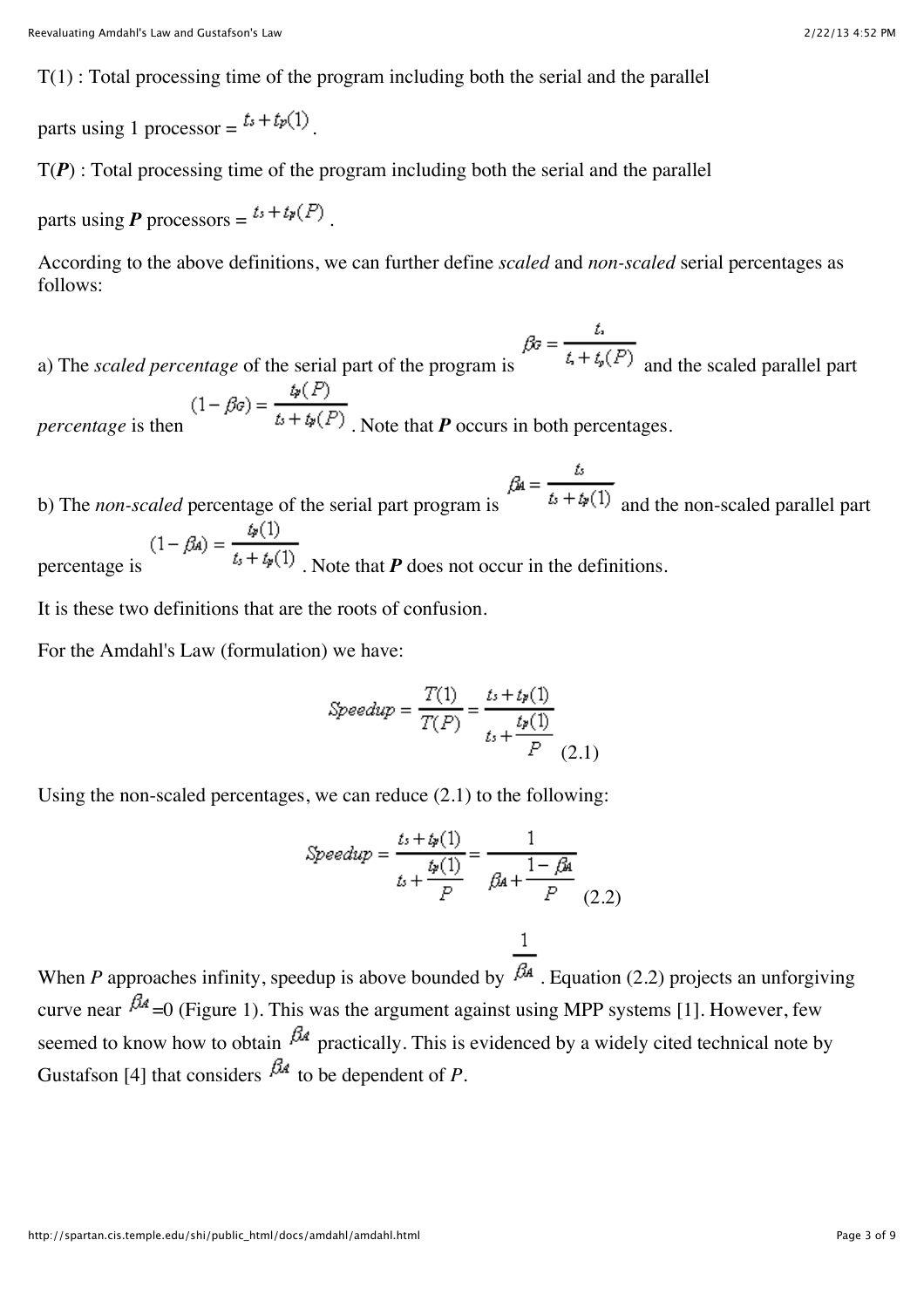T(1) : Total processing time of the program including both the serial and the parallel parts using 1 processor = $t_s + t_p(1)$.

T(***P***) : Total processing time of the program including both the serial and the parallel parts using ***P*** processors = $t_s + t_p(P)$.

According to the above definitions, we can further define *scaled* and *non-scaled* serial percentages as follows:

a) The *scaled percentage* of the serial part of the program is $\beta_G = \frac{t_s}{t_s + t_p(P)}$ and the scaled parallel part *percentage* is then $(1 - \beta_G) = \frac{t_p(P)}{t_s + t_p(P)}$. Note that ***P*** occurs in both percentages.

b) The *non-scaled* percentage of the serial part program is $\beta_A = \frac{t_s}{t_s + t_p(1)}$ and the non-scaled parallel part percentage is $(1 - \beta_A) = \frac{t_p(1)}{t_s + t_p(1)}$. Note that ***P*** does not occur in the definitions.

It is these two definitions that are the roots of confusion.

For the Amdahl's Law (formulation) we have:

$$Speedup = \frac{T(1)}{T(P)} = \frac{t_s + t_p(1)}{t_s + \frac{t_p(1)}{P}} \quad (2.1)$$

Using the non-scaled percentages, we can reduce (2.1) to the following:

$$Speedup = \frac{t_s + t_p(1)}{t_s + \frac{t_p(1)}{P}} = \frac{1}{\beta_A + \frac{1 - \beta_A}{P}} \quad (2.2)$$

When $P$ approaches infinity, speedup is above bounded by $\frac{1}{\beta_A}$. Equation (2.2) projects an unforgiving curve near $\beta_A = 0$ (Figure 1). This was the argument against using MPP systems [1]. However, few seemed to know how to obtain $\beta_A$ practically. This is evidenced by a widely cited technical note by Gustafson [4] that considers $\beta_A$ to be dependent of $P$.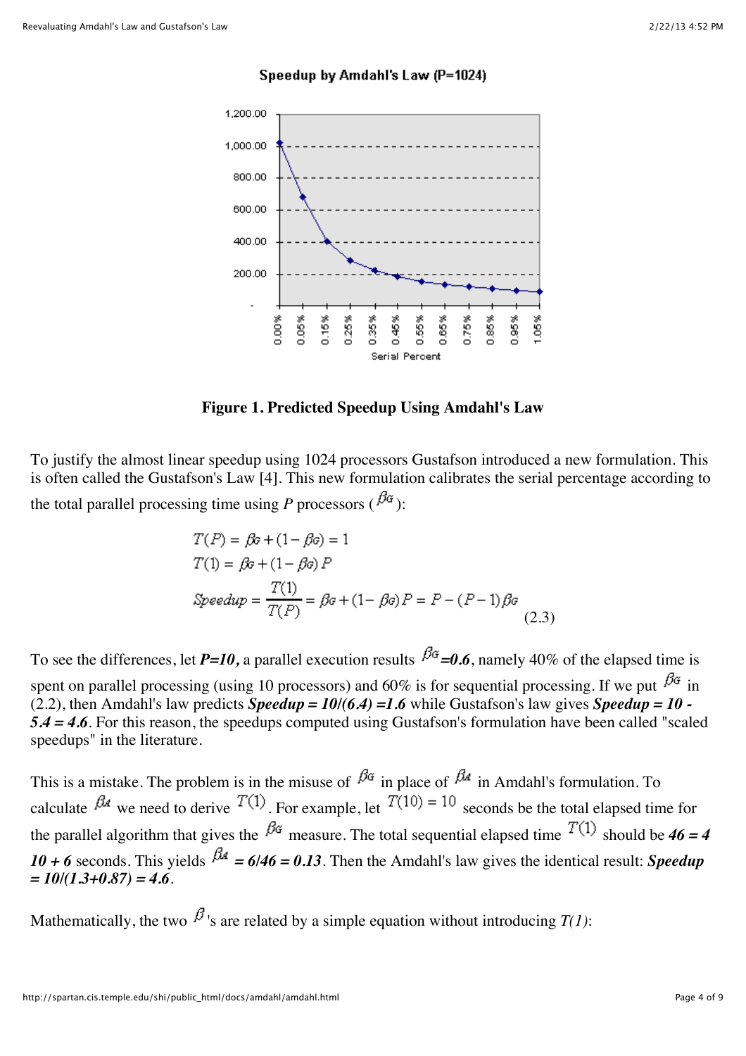Speedup by Amdahl's Law (P=1024)

**Figure 1. Predicted Speedup Using Amdahl's Law**

To justify the almost linear speedup using 1024 processors Gustafson introduced a new formulation. This is often called the Gustafson's Law [4]. This new formulation calibrates the serial percentage according to the total parallel processing time using $P$ processors ($\beta_G$):

$$T(P) = \beta_G + (1 - \beta_G) = 1$$
$$T(1) = \beta_G + (1 - \beta_G)\,P$$
$$Speedup = \frac{T(1)}{T(P)} = \beta_G + (1 - \beta_G)P = P - (P-1)\beta_G \qquad (2.3)$$

To see the differences, let ***P=10,*** a parallel execution results $\beta_G$***=0.6***, namely 40% of the elapsed time is spent on parallel processing (using 10 processors) and 60% is for sequential processing. If we put $\beta_G$ in (2.2), then Amdahl's law predicts ***Speedup = 10/(6.4) =1.6*** while Gustafson's law gives ***Speedup = 10 - 5.4 = 4.6***. For this reason, the speedups computed using Gustafson's formulation have been called "scaled speedups" in the literature.

This is a mistake. The problem is in the misuse of $\beta_G$ in place of $\beta_A$ in Amdahl's formulation. To calculate $\beta_A$ we need to derive $T(1)$. For example, let $T(10) = 10$ seconds be the total elapsed time for the parallel algorithm that gives the $\beta_G$ measure. The total sequential elapsed time $T(1)$ should be ***46 = 4 10 + 6*** seconds. This yields $\beta_A$ ***= 6/46 = 0.13***. Then the Amdahl's law gives the identical result: ***Speedup = 10/(1.3+0.87) = 4.6***.

Mathematically, the two $\beta$'s are related by a simple equation without introducing *T(1)*: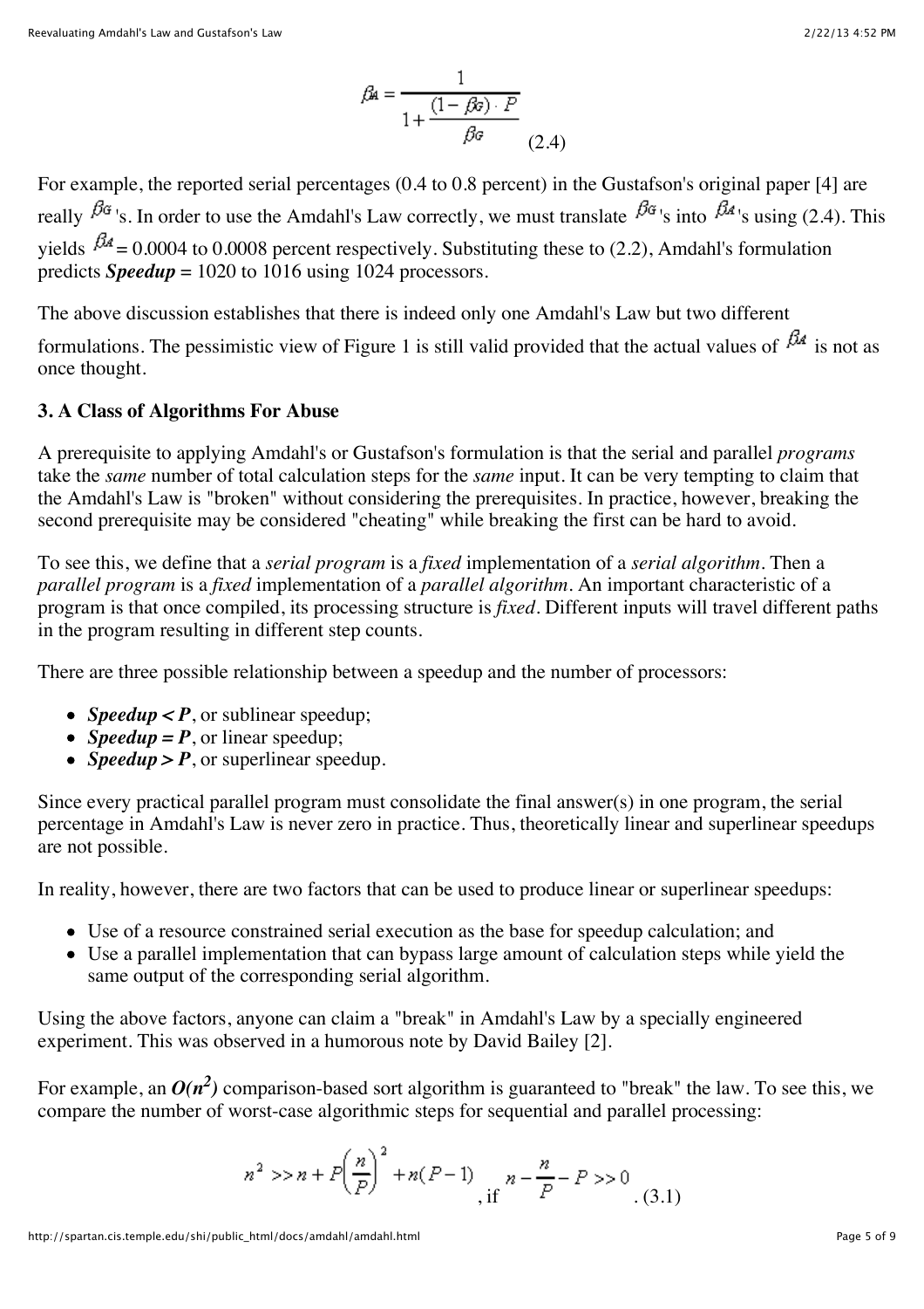$$\beta_A = \frac{1}{1 + \frac{(1-\beta_G) \cdot P}{\beta_G}} \quad (2.4)$$

For example, the reported serial percentages (0.4 to 0.8 percent) in the Gustafson's original paper [4] are really $\beta_G$'s. In order to use the Amdahl's Law correctly, we must translate $\beta_G$'s into $\beta_A$'s using (2.4). This yields $\beta_A$ = 0.0004 to 0.0008 percent respectively. Substituting these to (2.2), Amdahl's formulation predicts ***Speedup*** = 1020 to 1016 using 1024 processors.

The above discussion establishes that there is indeed only one Amdahl's Law but two different formulations. The pessimistic view of Figure 1 is still valid provided that the actual values of $\beta_A$ is not as once thought.

### 3. A Class of Algorithms For Abuse

A prerequisite to applying Amdahl's or Gustafson's formulation is that the serial and parallel *programs* take the *same* number of total calculation steps for the *same* input. It can be very tempting to claim that the Amdahl's Law is "broken" without considering the prerequisites. In practice, however, breaking the second prerequisite may be considered "cheating" while breaking the first can be hard to avoid.

To see this, we define that a *serial program* is a *fixed* implementation of a *serial algorithm*. Then a *parallel program* is a *fixed* implementation of a *parallel algorithm*. An important characteristic of a program is that once compiled, its processing structure is *fixed*. Different inputs will travel different paths in the program resulting in different step counts.

There are three possible relationship between a speedup and the number of processors:

- ***Speedup < P***, or sublinear speedup;
- ***Speedup = P***, or linear speedup;
- ***Speedup > P***, or superlinear speedup.

Since every practical parallel program must consolidate the final answer(s) in one program, the serial percentage in Amdahl's Law is never zero in practice. Thus, theoretically linear and superlinear speedups are not possible.

In reality, however, there are two factors that can be used to produce linear or superlinear speedups:

- Use of a resource constrained serial execution as the base for speedup calculation; and
- Use a parallel implementation that can bypass large amount of calculation steps while yield the same output of the corresponding serial algorithm.

Using the above factors, anyone can claim a "break" in Amdahl's Law by a specially engineered experiment. This was observed in a humorous note by David Bailey [2].

For example, an $O(n^2)$ comparison-based sort algorithm is guaranteed to "break" the law. To see this, we compare the number of worst-case algorithmic steps for sequential and parallel processing:

$$n^2 >> n + P\left(\frac{n}{P}\right)^2 + n(P-1), \text{ if } n - \frac{n}{P} - P >> 0 \quad . (3.1)$$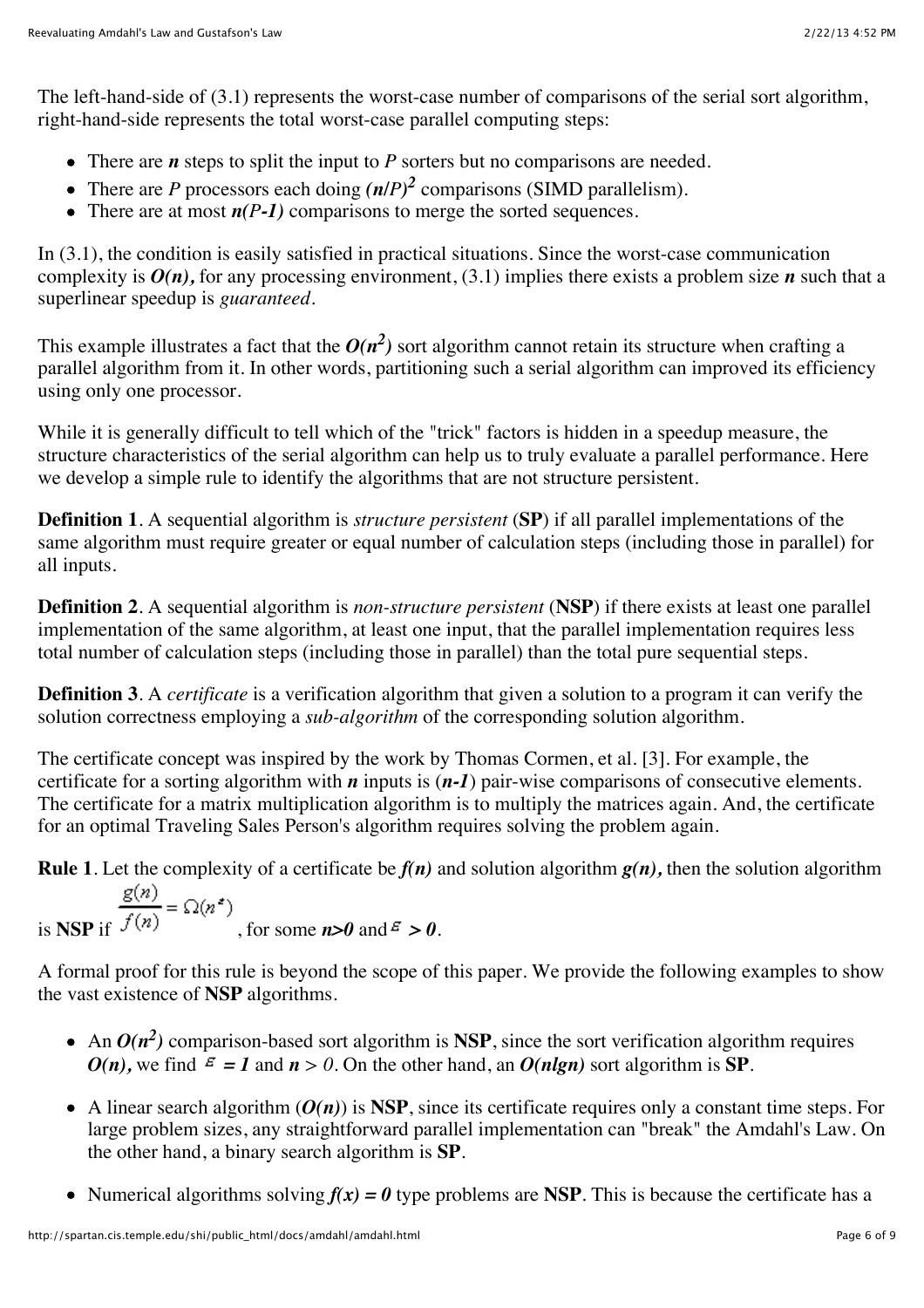The left-hand-side of (3.1) represents the worst-case number of comparisons of the serial sort algorithm, right-hand-side represents the total worst-case parallel computing steps:

- There are $n$ steps to split the input to $P$ sorters but no comparisons are needed.
- There are $P$ processors each doing $(n/P)^2$ comparisons (SIMD parallelism).
- There are at most $n(P-1)$ comparisons to merge the sorted sequences.

In (3.1), the condition is easily satisfied in practical situations. Since the worst-case communication complexity is $O(n)$, for any processing environment, (3.1) implies there exists a problem size $n$ such that a superlinear speedup is *guaranteed*.

This example illustrates a fact that the $O(n^2)$ sort algorithm cannot retain its structure when crafting a parallel algorithm from it. In other words, partitioning such a serial algorithm can improved its efficiency using only one processor.

While it is generally difficult to tell which of the "trick" factors is hidden in a speedup measure, the structure characteristics of the serial algorithm can help us to truly evaluate a parallel performance. Here we develop a simple rule to identify the algorithms that are not structure persistent.

**Definition 1**. A sequential algorithm is *structure persistent* (**SP**) if all parallel implementations of the same algorithm must require greater or equal number of calculation steps (including those in parallel) for all inputs.

**Definition 2**. A sequential algorithm is *non-structure persistent* (**NSP**) if there exists at least one parallel implementation of the same algorithm, at least one input, that the parallel implementation requires less total number of calculation steps (including those in parallel) than the total pure sequential steps.

**Definition 3**. A *certificate* is a verification algorithm that given a solution to a program it can verify the solution correctness employing a *sub-algorithm* of the corresponding solution algorithm.

The certificate concept was inspired by the work by Thomas Cormen, et al. [3]. For example, the certificate for a sorting algorithm with $n$ inputs is ($n-1$) pair-wise comparisons of consecutive elements. The certificate for a matrix multiplication algorithm is to multiply the matrices again. And, the certificate for an optimal Traveling Sales Person's algorithm requires solving the problem again.

**Rule 1**. Let the complexity of a certificate be $f(n)$ and solution algorithm $g(n)$, then the solution algorithm is **NSP** if $\frac{g(n)}{f(n)} = \Omega(n^{\varepsilon})$, for some $n>0$ and $\varepsilon > 0$.

A formal proof for this rule is beyond the scope of this paper. We provide the following examples to show the vast existence of **NSP** algorithms.

- An $O(n^2)$ comparison-based sort algorithm is **NSP**, since the sort verification algorithm requires $O(n)$, we find $\varepsilon = 1$ and $n > 0$. On the other hand, an $O(n\lg n)$ sort algorithm is **SP**.
- A linear search algorithm ($O(n)$) is **NSP**, since its certificate requires only a constant time steps. For large problem sizes, any straightforward parallel implementation can "break" the Amdahl's Law. On the other hand, a binary search algorithm is **SP**.
- Numerical algorithms solving $f(x) = 0$ type problems are **NSP**. This is because the certificate has a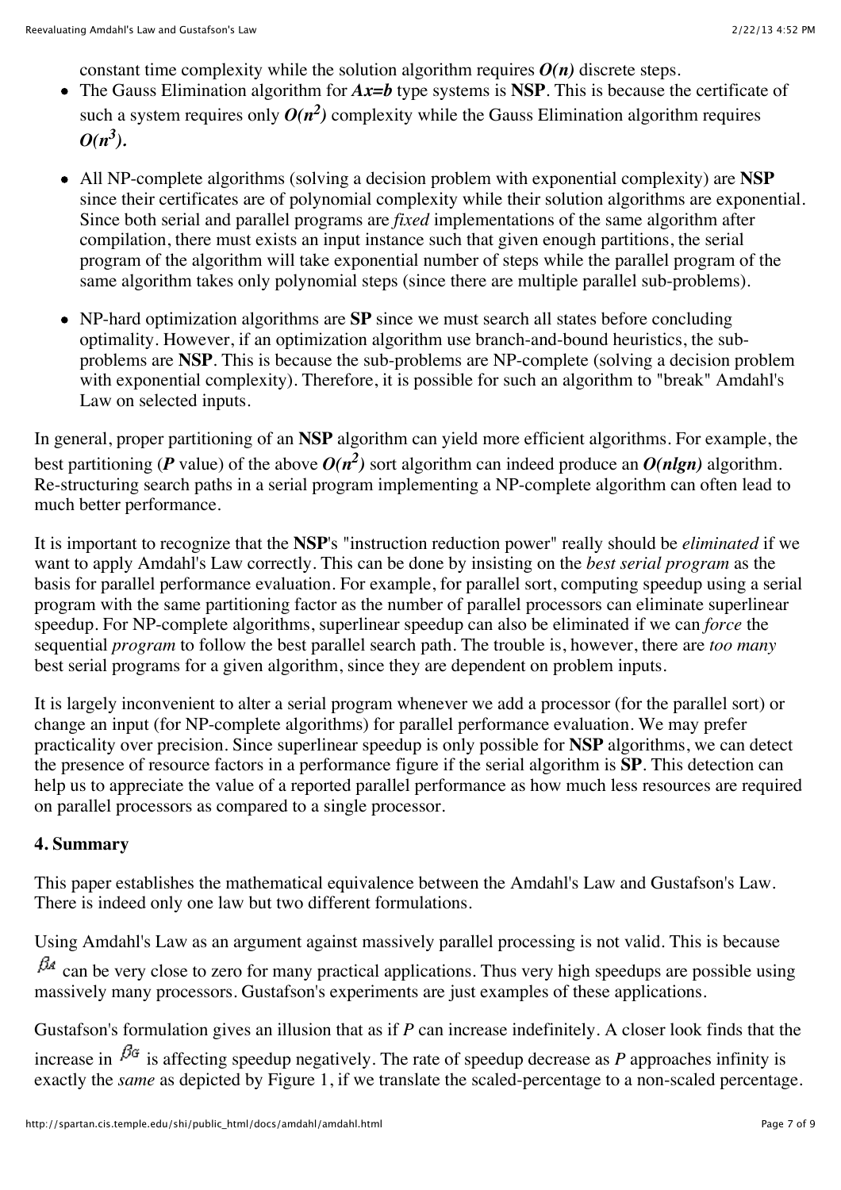constant time complexity while the solution algorithm requires $O(n)$ discrete steps.

- The Gauss Elimination algorithm for $Ax=b$ type systems is **NSP**. This is because the certificate of such a system requires only $O(n^2)$ complexity while the Gauss Elimination algorithm requires $O(n^3)$.
- All NP-complete algorithms (solving a decision problem with exponential complexity) are **NSP** since their certificates are of polynomial complexity while their solution algorithms are exponential. Since both serial and parallel programs are *fixed* implementations of the same algorithm after compilation, there must exists an input instance such that given enough partitions, the serial program of the algorithm will take exponential number of steps while the parallel program of the same algorithm takes only polynomial steps (since there are multiple parallel sub-problems).
- NP-hard optimization algorithms are **SP** since we must search all states before concluding optimality. However, if an optimization algorithm use branch-and-bound heuristics, the sub-problems are **NSP**. This is because the sub-problems are NP-complete (solving a decision problem with exponential complexity). Therefore, it is possible for such an algorithm to "break" Amdahl's Law on selected inputs.

In general, proper partitioning of an **NSP** algorithm can yield more efficient algorithms. For example, the best partitioning ($P$ value) of the above $O(n^2)$ sort algorithm can indeed produce an $O(nlgn)$ algorithm. Re-structuring search paths in a serial program implementing a NP-complete algorithm can often lead to much better performance.

It is important to recognize that the **NSP**'s "instruction reduction power" really should be *eliminated* if we want to apply Amdahl's Law correctly. This can be done by insisting on the *best serial program* as the basis for parallel performance evaluation. For example, for parallel sort, computing speedup using a serial program with the same partitioning factor as the number of parallel processors can eliminate superlinear speedup. For NP-complete algorithms, superlinear speedup can also be eliminated if we can *force* the sequential *program* to follow the best parallel search path. The trouble is, however, there are *too many* best serial programs for a given algorithm, since they are dependent on problem inputs.

It is largely inconvenient to alter a serial program whenever we add a processor (for the parallel sort) or change an input (for NP-complete algorithms) for parallel performance evaluation. We may prefer practicality over precision. Since superlinear speedup is only possible for **NSP** algorithms, we can detect the presence of resource factors in a performance figure if the serial algorithm is **SP**. This detection can help us to appreciate the value of a reported parallel performance as how much less resources are required on parallel processors as compared to a single processor.

#### 4. Summary

This paper establishes the mathematical equivalence between the Amdahl's Law and Gustafson's Law. There is indeed only one law but two different formulations.

Using Amdahl's Law as an argument against massively parallel processing is not valid. This is because $\beta_A$ can be very close to zero for many practical applications. Thus very high speedups are possible using massively many processors. Gustafson's experiments are just examples of these applications.

Gustafson's formulation gives an illusion that as if $P$ can increase indefinitely. A closer look finds that the increase in $\beta_G$ is affecting speedup negatively. The rate of speedup decrease as $P$ approaches infinity is exactly the *same* as depicted by Figure 1, if we translate the scaled-percentage to a non-scaled percentage.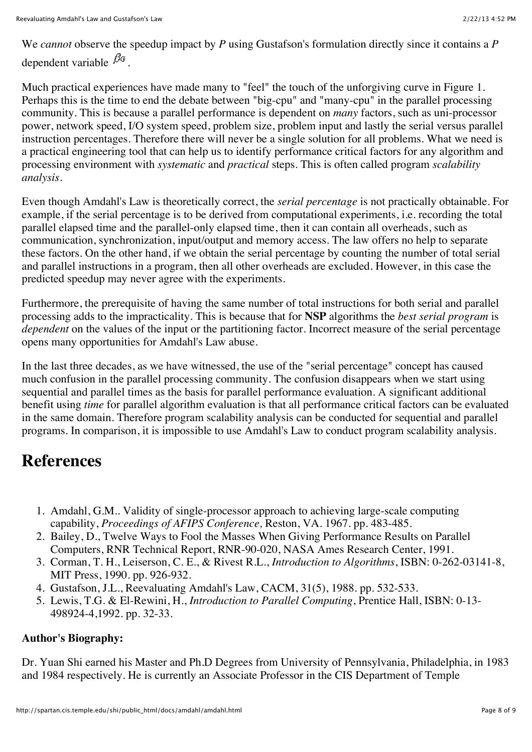We *cannot* observe the speedup impact by *P* using Gustafson's formulation directly since it contains a *P* dependent variable $\beta_G$.

Much practical experiences have made many to "feel" the touch of the unforgiving curve in Figure 1. Perhaps this is the time to end the debate between "big-cpu" and "many-cpu" in the parallel processing community. This is because a parallel performance is dependent on *many* factors, such as uni-processor power, network speed, I/O system speed, problem size, problem input and lastly the serial versus parallel instruction percentages. Therefore there will never be a single solution for all problems. What we need is a practical engineering tool that can help us to identify performance critical factors for any algorithm and processing environment with *systematic* and *practical* steps. This is often called program *scalability analysis*.

Even though Amdahl's Law is theoretically correct, the *serial percentage* is not practically obtainable. For example, if the serial percentage is to be derived from computational experiments, i.e. recording the total parallel elapsed time and the parallel-only elapsed time, then it can contain all overheads, such as communication, synchronization, input/output and memory access. The law offers no help to separate these factors. On the other hand, if we obtain the serial percentage by counting the number of total serial and parallel instructions in a program, then all other overheads are excluded. However, in this case the predicted speedup may never agree with the experiments.

Furthermore, the prerequisite of having the same number of total instructions for both serial and parallel processing adds to the impracticality. This is because that for **NSP** algorithms the *best serial program* is *dependent* on the values of the input or the partitioning factor. Incorrect measure of the serial percentage opens many opportunities for Amdahl's Law abuse.

In the last three decades, as we have witnessed, the use of the "serial percentage" concept has caused much confusion in the parallel processing community. The confusion disappears when we start using sequential and parallel times as the basis for parallel performance evaluation. A significant additional benefit using *time* for parallel algorithm evaluation is that all performance critical factors can be evaluated in the same domain. Therefore program scalability analysis can be conducted for sequential and parallel programs. In comparison, it is impossible to use Amdahl's Law to conduct program scalability analysis.

# References

1. Amdahl, G.M.. Validity of single-processor approach to achieving large-scale computing capability, *Proceedings of AFIPS Conference,* Reston, VA. 1967. pp. 483-485.
2. Bailey, D., Twelve Ways to Fool the Masses When Giving Performance Results on Parallel Computers, RNR Technical Report, RNR-90-020, NASA Ames Research Center, 1991.
3. Corman, T. H., Leiserson, C. E., & Rivest R.L., *Introduction to Algorithms*, ISBN: 0-262-03141-8, MIT Press, 1990. pp. 926-932.
4. Gustafson, J.L., Reevaluating Amdahl's Law, CACM, 31(5), 1988. pp. 532-533.
5. Lewis, T.G. & El-Rewini, H., *Introduction to Parallel Computing*, Prentice Hall, ISBN: 0-13-498924-4,1992. pp. 32-33.

**Author's Biography:**

Dr. Yuan Shi earned his Master and Ph.D Degrees from University of Pennsylvania, Philadelphia, in 1983 and 1984 respectively. He is currently an Associate Professor in the CIS Department of Temple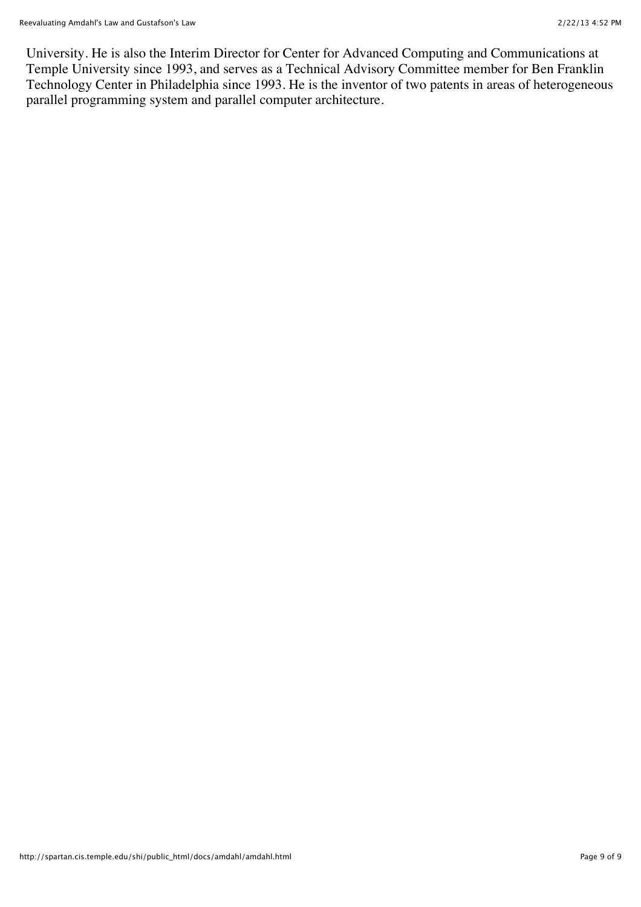University. He is also the Interim Director for Center for Advanced Computing and Communications at Temple University since 1993, and serves as a Technical Advisory Committee member for Ben Franklin Technology Center in Philadelphia since 1993. He is the inventor of two patents in areas of heterogeneous parallel programming system and parallel computer architecture.